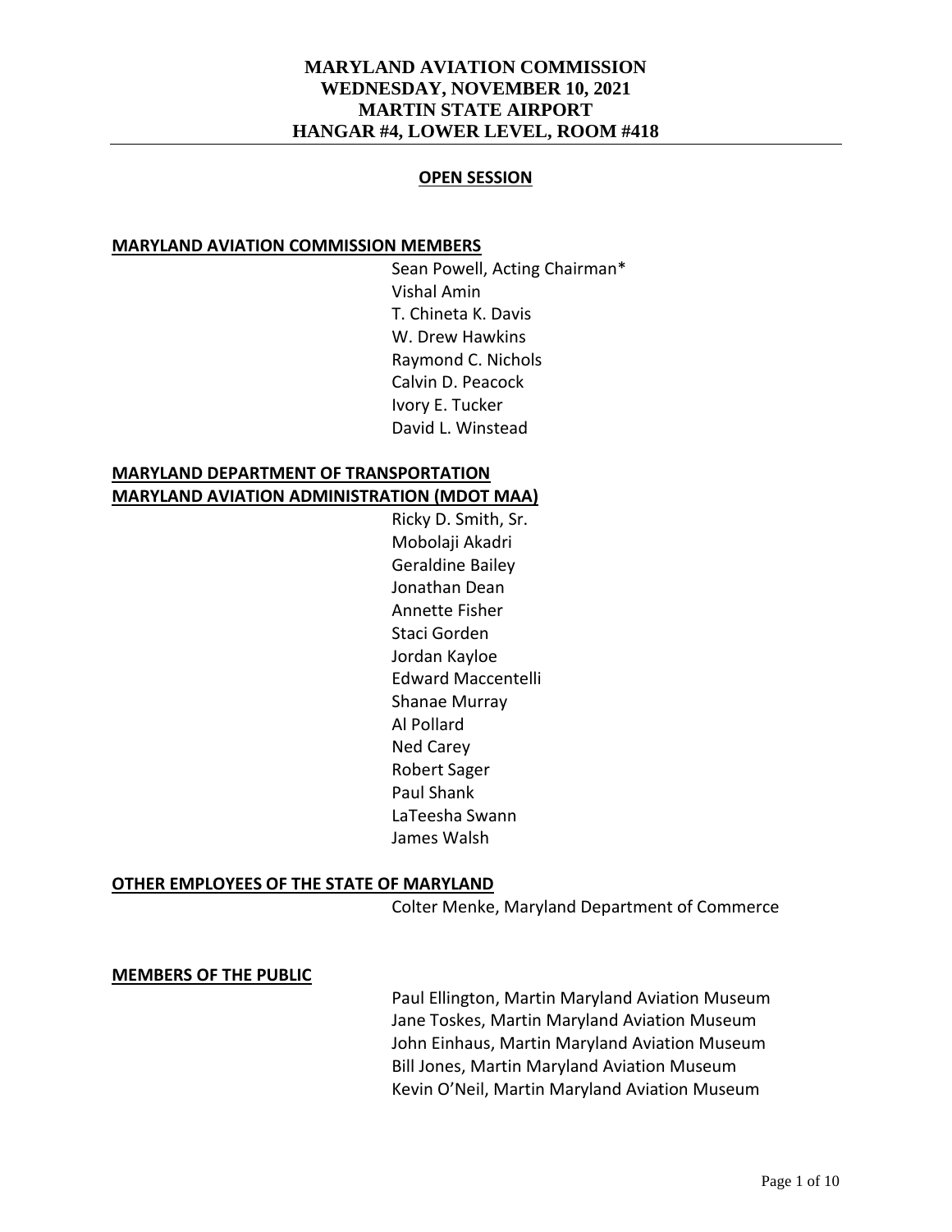# MARYLAND AVIATION COMMISSION
## WEDNESDAY, NOVEMBER 10, 2021
## MARTIN STATE AIRPORT
## HANGAR #4, LOWER LEVEL, ROOM #418

---

**OPEN SESSION**

**MARYLAND AVIATION COMMISSION MEMBERS**

Sean Powell, Acting Chairman*
Vishal Amin
T. Chineta K. Davis
W. Drew Hawkins
Raymond C. Nichols
Calvin D. Peacock
Ivory E. Tucker
David L. Winstead

**MARYLAND DEPARTMENT OF TRANSPORTATION**
**MARYLAND AVIATION ADMINISTRATION (MDOT MAA)**

Ricky D. Smith, Sr.
Mobolaji Akadri
Geraldine Bailey
Jonathan Dean
Annette Fisher
Staci Gorden
Jordan Kayloe
Edward Maccentelli
Shanae Murray
Al Pollard
Ned Carey
Robert Sager
Paul Shank
LaTeesha Swann
James Walsh

**OTHER EMPLOYEES OF THE STATE OF MARYLAND**

Colter Menke, Maryland Department of Commerce

**MEMBERS OF THE PUBLIC**

Paul Ellington, Martin Maryland Aviation Museum
Jane Toskes, Martin Maryland Aviation Museum
John Einhaus, Martin Maryland Aviation Museum
Bill Jones, Martin Maryland Aviation Museum
Kevin O'Neil, Martin Maryland Aviation Museum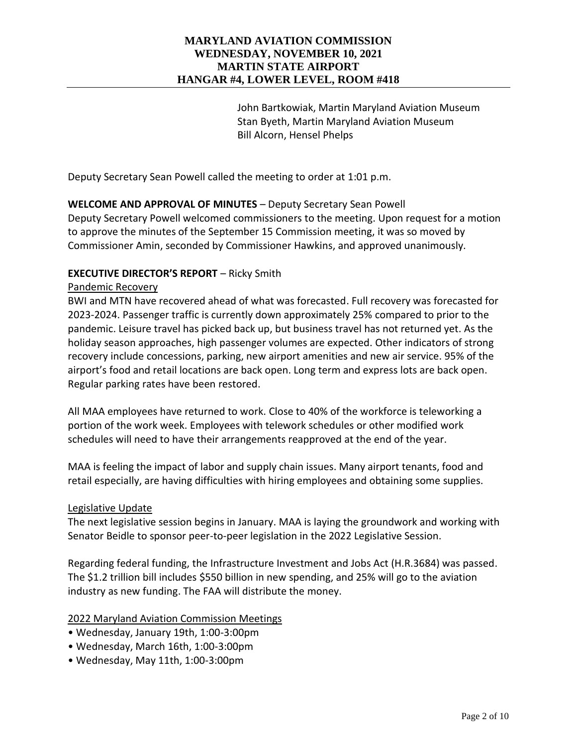John Bartkowiak, Martin Maryland Aviation Museum
Stan Byeth, Martin Maryland Aviation Museum
Bill Alcorn, Hensel Phelps

Deputy Secretary Sean Powell called the meeting to order at 1:01 p.m.

**WELCOME AND APPROVAL OF MINUTES** – Deputy Secretary Sean Powell
Deputy Secretary Powell welcomed commissioners to the meeting. Upon request for a motion to approve the minutes of the September 15 Commission meeting, it was so moved by Commissioner Amin, seconded by Commissioner Hawkins, and approved unanimously.

**EXECUTIVE DIRECTOR'S REPORT** – Ricky Smith

Pandemic Recovery

BWI and MTN have recovered ahead of what was forecasted. Full recovery was forecasted for 2023-2024. Passenger traffic is currently down approximately 25% compared to prior to the pandemic. Leisure travel has picked back up, but business travel has not returned yet. As the holiday season approaches, high passenger volumes are expected. Other indicators of strong recovery include concessions, parking, new airport amenities and new air service. 95% of the airport's food and retail locations are back open. Long term and express lots are back open. Regular parking rates have been restored.

All MAA employees have returned to work. Close to 40% of the workforce is teleworking a portion of the work week. Employees with telework schedules or other modified work schedules will need to have their arrangements reapproved at the end of the year.

MAA is feeling the impact of labor and supply chain issues. Many airport tenants, food and retail especially, are having difficulties with hiring employees and obtaining some supplies.

Legislative Update

The next legislative session begins in January. MAA is laying the groundwork and working with Senator Beidle to sponsor peer-to-peer legislation in the 2022 Legislative Session.

Regarding federal funding, the Infrastructure Investment and Jobs Act (H.R.3684) was passed. The $1.2 trillion bill includes $550 billion in new spending, and 25% will go to the aviation industry as new funding. The FAA will distribute the money.

2022 Maryland Aviation Commission Meetings

- Wednesday, January 19th, 1:00-3:00pm
- Wednesday, March 16th, 1:00-3:00pm
- Wednesday, May 11th, 1:00-3:00pm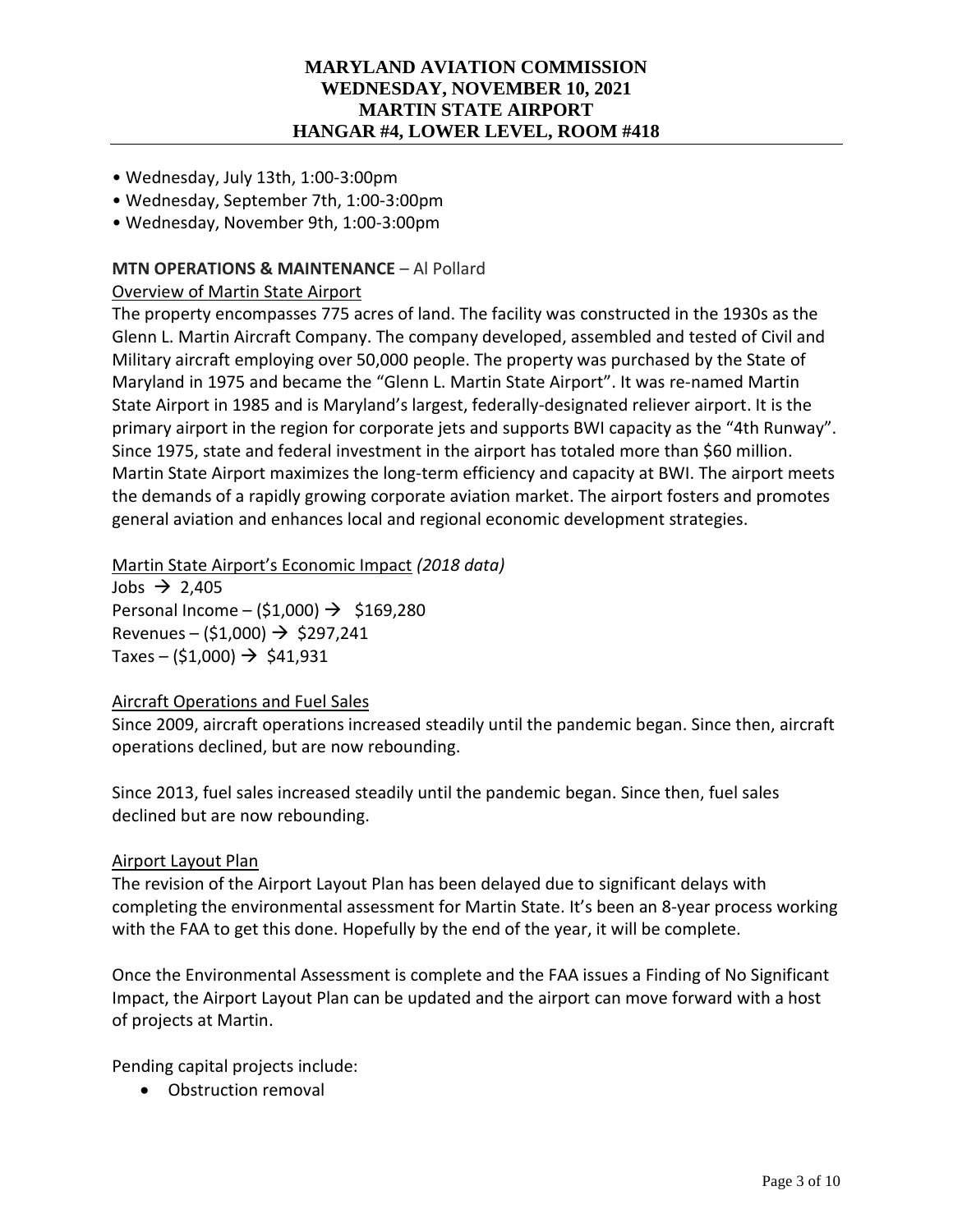- Wednesday, July 13th, 1:00-3:00pm
- Wednesday, September 7th, 1:00-3:00pm
- Wednesday, November 9th, 1:00-3:00pm

**MTN OPERATIONS & MAINTENANCE** – Al Pollard

Overview of Martin State Airport

The property encompasses 775 acres of land. The facility was constructed in the 1930s as the Glenn L. Martin Aircraft Company. The company developed, assembled and tested of Civil and Military aircraft employing over 50,000 people. The property was purchased by the State of Maryland in 1975 and became the "Glenn L. Martin State Airport". It was re-named Martin State Airport in 1985 and is Maryland's largest, federally-designated reliever airport. It is the primary airport in the region for corporate jets and supports BWI capacity as the "4th Runway". Since 1975, state and federal investment in the airport has totaled more than $60 million. Martin State Airport maximizes the long-term efficiency and capacity at BWI. The airport meets the demands of a rapidly growing corporate aviation market. The airport fosters and promotes general aviation and enhances local and regional economic development strategies.

Martin State Airport's Economic Impact *(2018 data)*

Jobs → 2,405
Personal Income – ($1,000) → $169,280
Revenues – ($1,000) → $297,241
Taxes – ($1,000) → $41,931

Aircraft Operations and Fuel Sales

Since 2009, aircraft operations increased steadily until the pandemic began. Since then, aircraft operations declined, but are now rebounding.

Since 2013, fuel sales increased steadily until the pandemic began. Since then, fuel sales declined but are now rebounding.

Airport Layout Plan

The revision of the Airport Layout Plan has been delayed due to significant delays with completing the environmental assessment for Martin State. It's been an 8-year process working with the FAA to get this done. Hopefully by the end of the year, it will be complete.

Once the Environmental Assessment is complete and the FAA issues a Finding of No Significant Impact, the Airport Layout Plan can be updated and the airport can move forward with a host of projects at Martin.

Pending capital projects include:

- Obstruction removal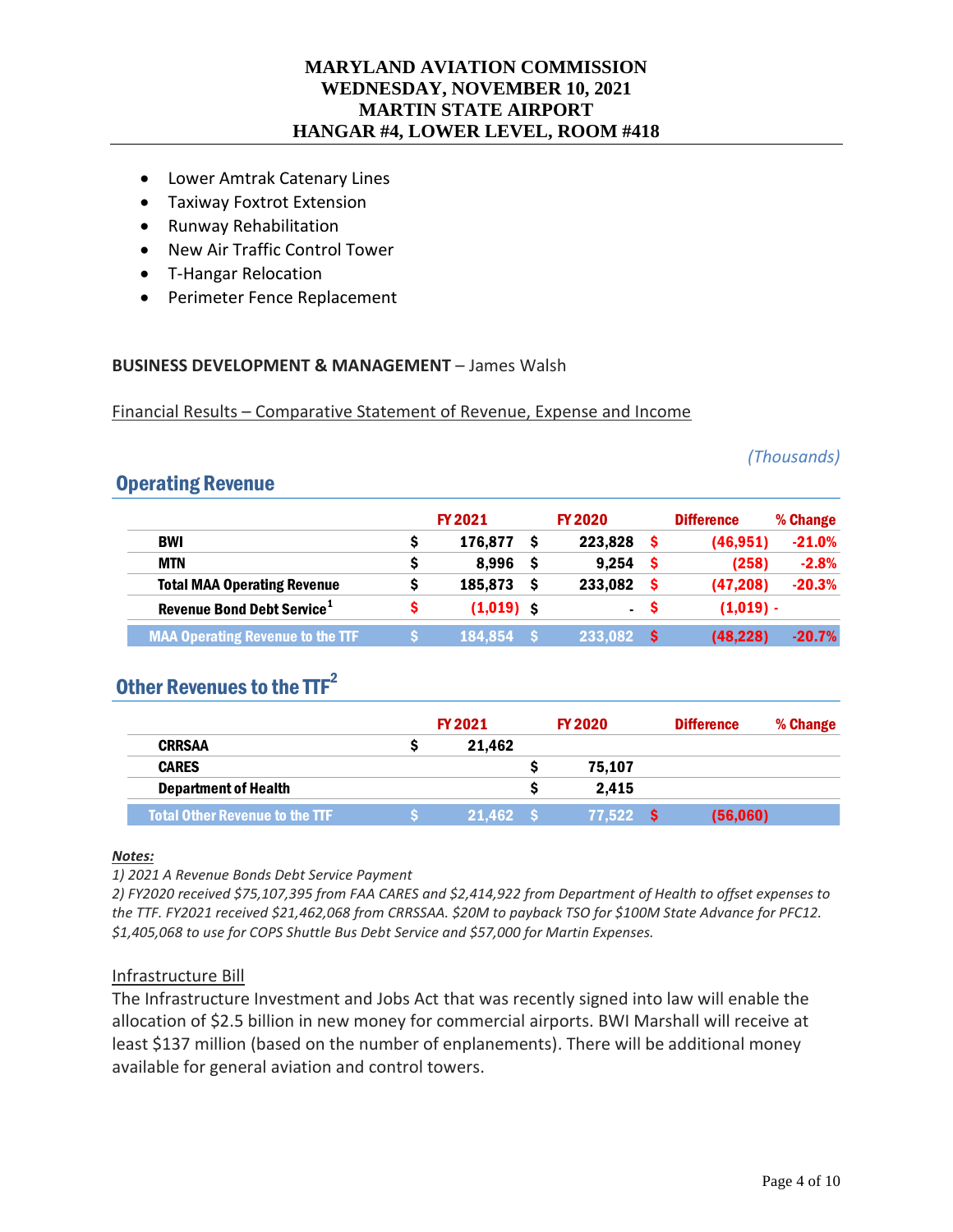- Lower Amtrak Catenary Lines
- Taxiway Foxtrot Extension
- Runway Rehabilitation
- New Air Traffic Control Tower
- T-Hangar Relocation
- Perimeter Fence Replacement

**BUSINESS DEVELOPMENT & MANAGEMENT** – James Walsh

Financial Results – Comparative Statement of Revenue, Expense and Income

*(Thousands)*

## Operating Revenue

| | FY 2021 | FY 2020 | Difference | % Change |
|---|---|---|---|---|
| **BWI** | $ 176,877 | $ 223,828 | $ (46,951) | -21.0% |
| **MTN** | $ 8,996 | $ 9,254 | $ (258) | -2.8% |
| **Total MAA Operating Revenue** | $ 185,873 | $ 233,082 | $ (47,208) | -20.3% |
| **Revenue Bond Debt Service**[1] | $ (1,019) | $ - | $ (1,019) | - |
| **MAA Operating Revenue to the TTF** | $ 184,854 | $ 233,082 | $ (48,228) | -20.7% |

## Other Revenues to the TTF[2]

| | FY 2021 | FY 2020 | Difference | % Change |
|---|---|---|---|---|
| **CRRSAA** | $ 21,462 | | | |
| **CARES** | | $ 75,107 | | |
| **Department of Health** | | $ 2,415 | | |
| **Total Other Revenue to the TTF** | $ 21,462 | $ 77,522 | $ (56,060) | |

***Notes:***

*1) 2021 A Revenue Bonds Debt Service Payment*

*2) FY2020 received $75,107,395 from FAA CARES and $2,414,922 from Department of Health to offset expenses to the TTF. FY2021 received $21,462,068 from CRRSSAA. $20M to payback TSO for $100M State Advance for PFC12. $1,405,068 to use for COPS Shuttle Bus Debt Service and $57,000 for Martin Expenses.*

Infrastructure Bill

The Infrastructure Investment and Jobs Act that was recently signed into law will enable the allocation of $2.5 billion in new money for commercial airports. BWI Marshall will receive at least $137 million (based on the number of enplanements). There will be additional money available for general aviation and control towers.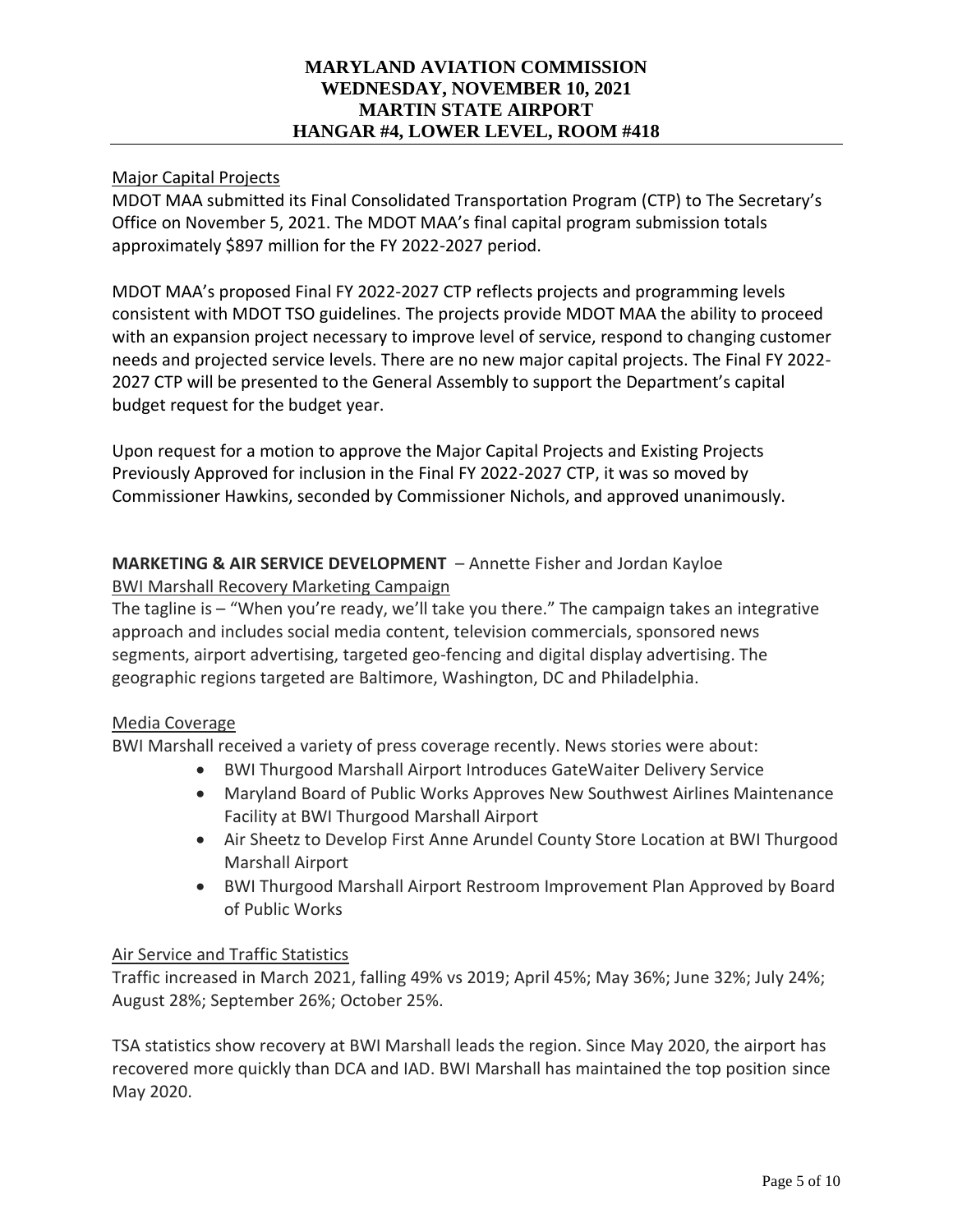Major Capital Projects

MDOT MAA submitted its Final Consolidated Transportation Program (CTP) to The Secretary's Office on November 5, 2021. The MDOT MAA's final capital program submission totals approximately $897 million for the FY 2022-2027 period.

MDOT MAA's proposed Final FY 2022-2027 CTP reflects projects and programming levels consistent with MDOT TSO guidelines. The projects provide MDOT MAA the ability to proceed with an expansion project necessary to improve level of service, respond to changing customer needs and projected service levels. There are no new major capital projects. The Final FY 2022-2027 CTP will be presented to the General Assembly to support the Department's capital budget request for the budget year.

Upon request for a motion to approve the Major Capital Projects and Existing Projects Previously Approved for inclusion in the Final FY 2022-2027 CTP, it was so moved by Commissioner Hawkins, seconded by Commissioner Nichols, and approved unanimously.

**MARKETING & AIR SERVICE DEVELOPMENT** – Annette Fisher and Jordan Kayloe

BWI Marshall Recovery Marketing Campaign

The tagline is – "When you're ready, we'll take you there." The campaign takes an integrative approach and includes social media content, television commercials, sponsored news segments, airport advertising, targeted geo-fencing and digital display advertising. The geographic regions targeted are Baltimore, Washington, DC and Philadelphia.

Media Coverage

BWI Marshall received a variety of press coverage recently. News stories were about:

- BWI Thurgood Marshall Airport Introduces GateWaiter Delivery Service
- Maryland Board of Public Works Approves New Southwest Airlines Maintenance Facility at BWI Thurgood Marshall Airport
- Air Sheetz to Develop First Anne Arundel County Store Location at BWI Thurgood Marshall Airport
- BWI Thurgood Marshall Airport Restroom Improvement Plan Approved by Board of Public Works

Air Service and Traffic Statistics

Traffic increased in March 2021, falling 49% vs 2019; April 45%; May 36%; June 32%; July 24%; August 28%; September 26%; October 25%.

TSA statistics show recovery at BWI Marshall leads the region. Since May 2020, the airport has recovered more quickly than DCA and IAD. BWI Marshall has maintained the top position since May 2020.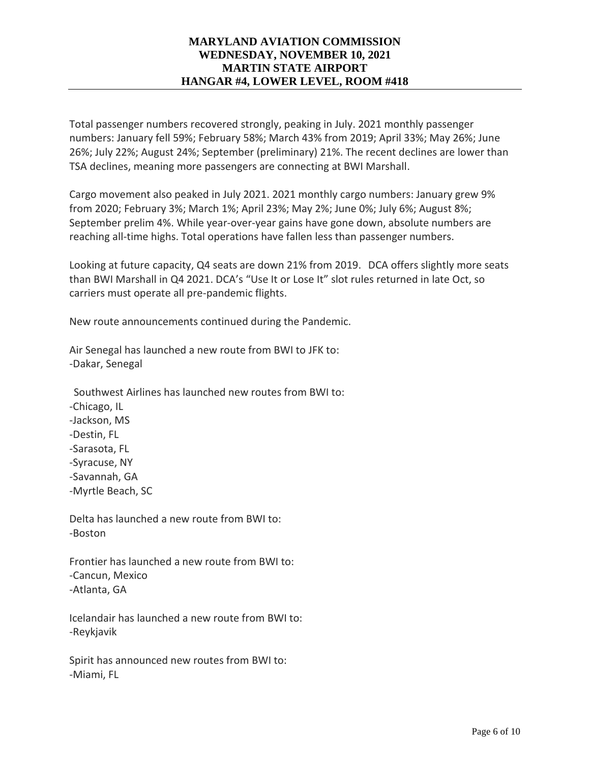Total passenger numbers recovered strongly, peaking in July. 2021 monthly passenger numbers: January fell 59%; February 58%; March 43% from 2019; April 33%; May 26%; June 26%; July 22%; August 24%; September (preliminary) 21%. The recent declines are lower than TSA declines, meaning more passengers are connecting at BWI Marshall.

Cargo movement also peaked in July 2021. 2021 monthly cargo numbers: January grew 9% from 2020; February 3%; March 1%; April 23%; May 2%; June 0%; July 6%; August 8%; September prelim 4%. While year-over-year gains have gone down, absolute numbers are reaching all-time highs. Total operations have fallen less than passenger numbers.

Looking at future capacity, Q4 seats are down 21% from 2019. DCA offers slightly more seats than BWI Marshall in Q4 2021. DCA's "Use It or Lose It" slot rules returned in late Oct, so carriers must operate all pre-pandemic flights.

New route announcements continued during the Pandemic.

Air Senegal has launched a new route from BWI to JFK to:
-Dakar, Senegal

Southwest Airlines has launched new routes from BWI to:
-Chicago, IL
-Jackson, MS
-Destin, FL
-Sarasota, FL
-Syracuse, NY
-Savannah, GA
-Myrtle Beach, SC

Delta has launched a new route from BWI to:
-Boston

Frontier has launched a new route from BWI to:
-Cancun, Mexico
-Atlanta, GA

Icelandair has launched a new route from BWI to:
-Reykjavik

Spirit has announced new routes from BWI to:
-Miami, FL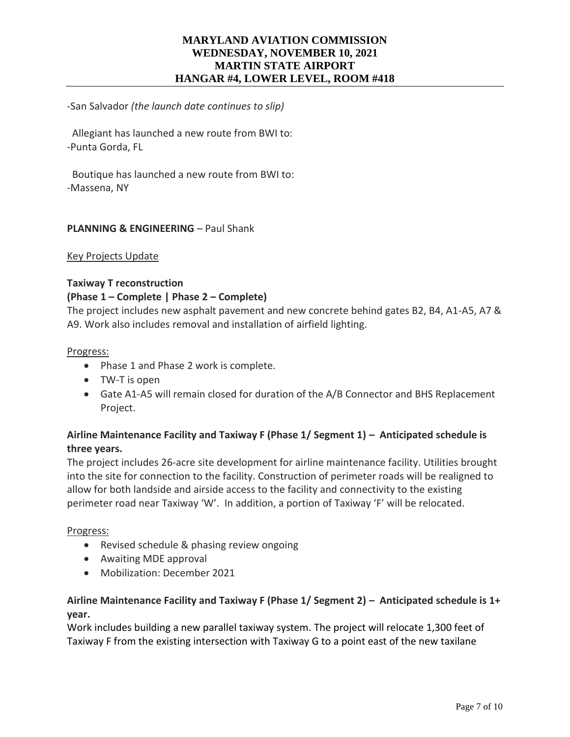-San Salvador *(the launch date continues to slip)*

Allegiant has launched a new route from BWI to:
-Punta Gorda, FL

Boutique has launched a new route from BWI to:
-Massena, NY

**PLANNING & ENGINEERING** – Paul Shank

Key Projects Update

**Taxiway T reconstruction**
**(Phase 1 – Complete | Phase 2 – Complete)**

The project includes new asphalt pavement and new concrete behind gates B2, B4, A1-A5, A7 & A9. Work also includes removal and installation of airfield lighting.

Progress:

- Phase 1 and Phase 2 work is complete.
- TW-T is open
- Gate A1-A5 will remain closed for duration of the A/B Connector and BHS Replacement Project.

**Airline Maintenance Facility and Taxiway F (Phase 1/ Segment 1) – Anticipated schedule is three years.**

The project includes 26-acre site development for airline maintenance facility. Utilities brought into the site for connection to the facility. Construction of perimeter roads will be realigned to allow for both landside and airside access to the facility and connectivity to the existing perimeter road near Taxiway 'W'. In addition, a portion of Taxiway 'F' will be relocated.

Progress:

- Revised schedule & phasing review ongoing
- Awaiting MDE approval
- Mobilization: December 2021

**Airline Maintenance Facility and Taxiway F (Phase 1/ Segment 2) – Anticipated schedule is 1+ year.**

Work includes building a new parallel taxiway system. The project will relocate 1,300 feet of Taxiway F from the existing intersection with Taxiway G to a point east of the new taxilane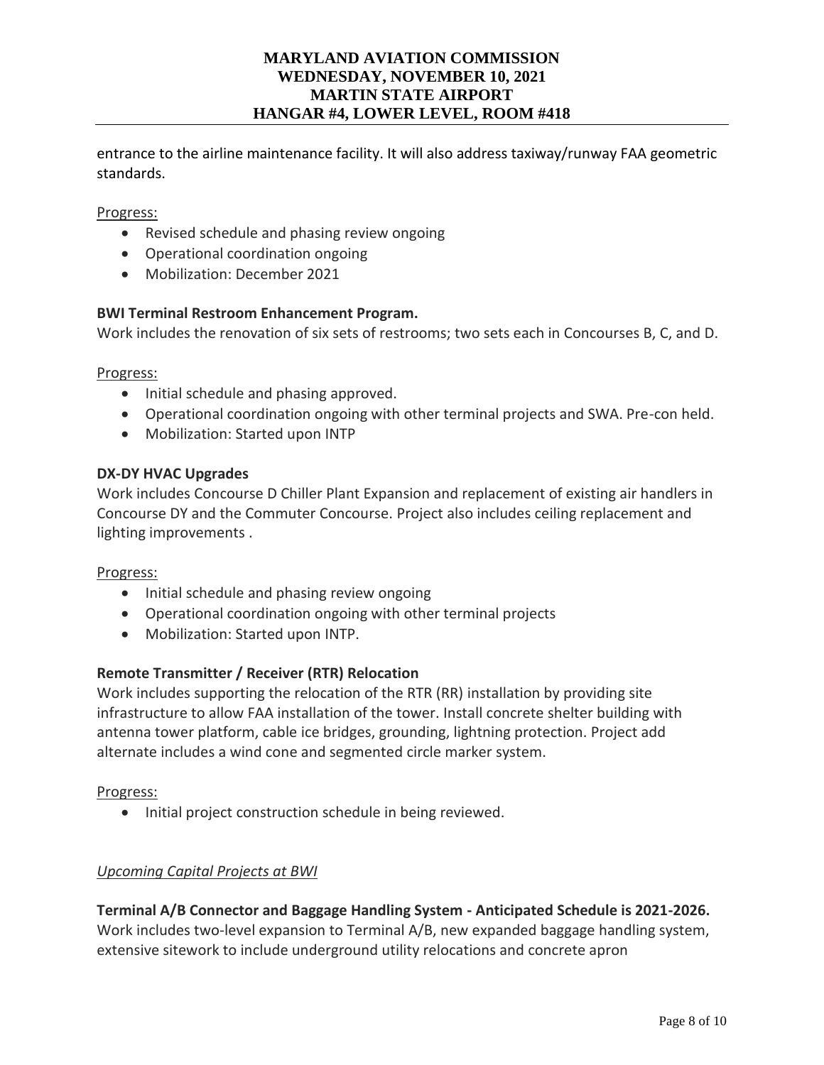entrance to the airline maintenance facility. It will also address taxiway/runway FAA geometric standards.

Progress:

- Revised schedule and phasing review ongoing
- Operational coordination ongoing
- Mobilization: December 2021

**BWI Terminal Restroom Enhancement Program.**
Work includes the renovation of six sets of restrooms; two sets each in Concourses B, C, and D.

Progress:

- Initial schedule and phasing approved.
- Operational coordination ongoing with other terminal projects and SWA. Pre-con held.
- Mobilization: Started upon INTP

**DX-DY HVAC Upgrades**
Work includes Concourse D Chiller Plant Expansion and replacement of existing air handlers in Concourse DY and the Commuter Concourse. Project also includes ceiling replacement and lighting improvements .

Progress:

- Initial schedule and phasing review ongoing
- Operational coordination ongoing with other terminal projects
- Mobilization: Started upon INTP.

**Remote Transmitter / Receiver (RTR) Relocation**
Work includes supporting the relocation of the RTR (RR) installation by providing site infrastructure to allow FAA installation of the tower. Install concrete shelter building with antenna tower platform, cable ice bridges, grounding, lightning protection. Project add alternate includes a wind cone and segmented circle marker system.

Progress:

- Initial project construction schedule in being reviewed.

*Upcoming Capital Projects at BWI*

**Terminal A/B Connector and Baggage Handling System - Anticipated Schedule is 2021-2026.**
Work includes two-level expansion to Terminal A/B, new expanded baggage handling system, extensive sitework to include underground utility relocations and concrete apron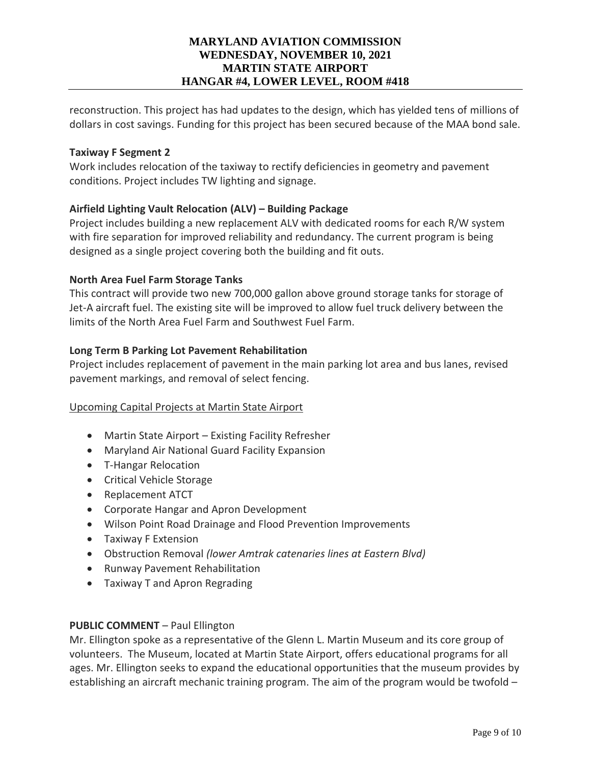reconstruction. This project has had updates to the design, which has yielded tens of millions of dollars in cost savings. Funding for this project has been secured because of the MAA bond sale.

**Taxiway F Segment 2**

Work includes relocation of the taxiway to rectify deficiencies in geometry and pavement conditions. Project includes TW lighting and signage.

**Airfield Lighting Vault Relocation (ALV) – Building Package**

Project includes building a new replacement ALV with dedicated rooms for each R/W system with fire separation for improved reliability and redundancy. The current program is being designed as a single project covering both the building and fit outs.

**North Area Fuel Farm Storage Tanks**

This contract will provide two new 700,000 gallon above ground storage tanks for storage of Jet-A aircraft fuel. The existing site will be improved to allow fuel truck delivery between the limits of the North Area Fuel Farm and Southwest Fuel Farm.

**Long Term B Parking Lot Pavement Rehabilitation**

Project includes replacement of pavement in the main parking lot area and bus lanes, revised pavement markings, and removal of select fencing.

Upcoming Capital Projects at Martin State Airport

- Martin State Airport – Existing Facility Refresher
- Maryland Air National Guard Facility Expansion
- T-Hangar Relocation
- Critical Vehicle Storage
- Replacement ATCT
- Corporate Hangar and Apron Development
- Wilson Point Road Drainage and Flood Prevention Improvements
- Taxiway F Extension
- Obstruction Removal *(lower Amtrak catenaries lines at Eastern Blvd)*
- Runway Pavement Rehabilitation
- Taxiway T and Apron Regrading

**PUBLIC COMMENT** – Paul Ellington

Mr. Ellington spoke as a representative of the Glenn L. Martin Museum and its core group of volunteers. The Museum, located at Martin State Airport, offers educational programs for all ages. Mr. Ellington seeks to expand the educational opportunities that the museum provides by establishing an aircraft mechanic training program. The aim of the program would be twofold –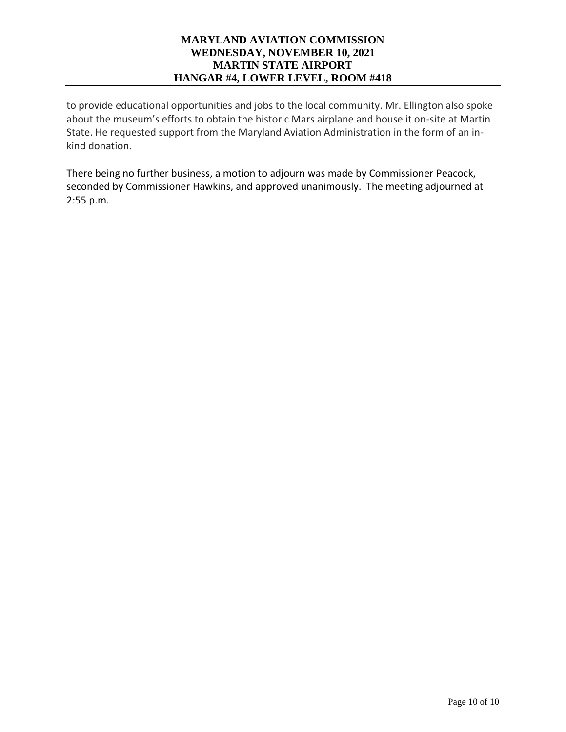to provide educational opportunities and jobs to the local community. Mr. Ellington also spoke about the museum's efforts to obtain the historic Mars airplane and house it on-site at Martin State. He requested support from the Maryland Aviation Administration in the form of an in-kind donation.

There being no further business, a motion to adjourn was made by Commissioner Peacock, seconded by Commissioner Hawkins, and approved unanimously. The meeting adjourned at 2:55 p.m.